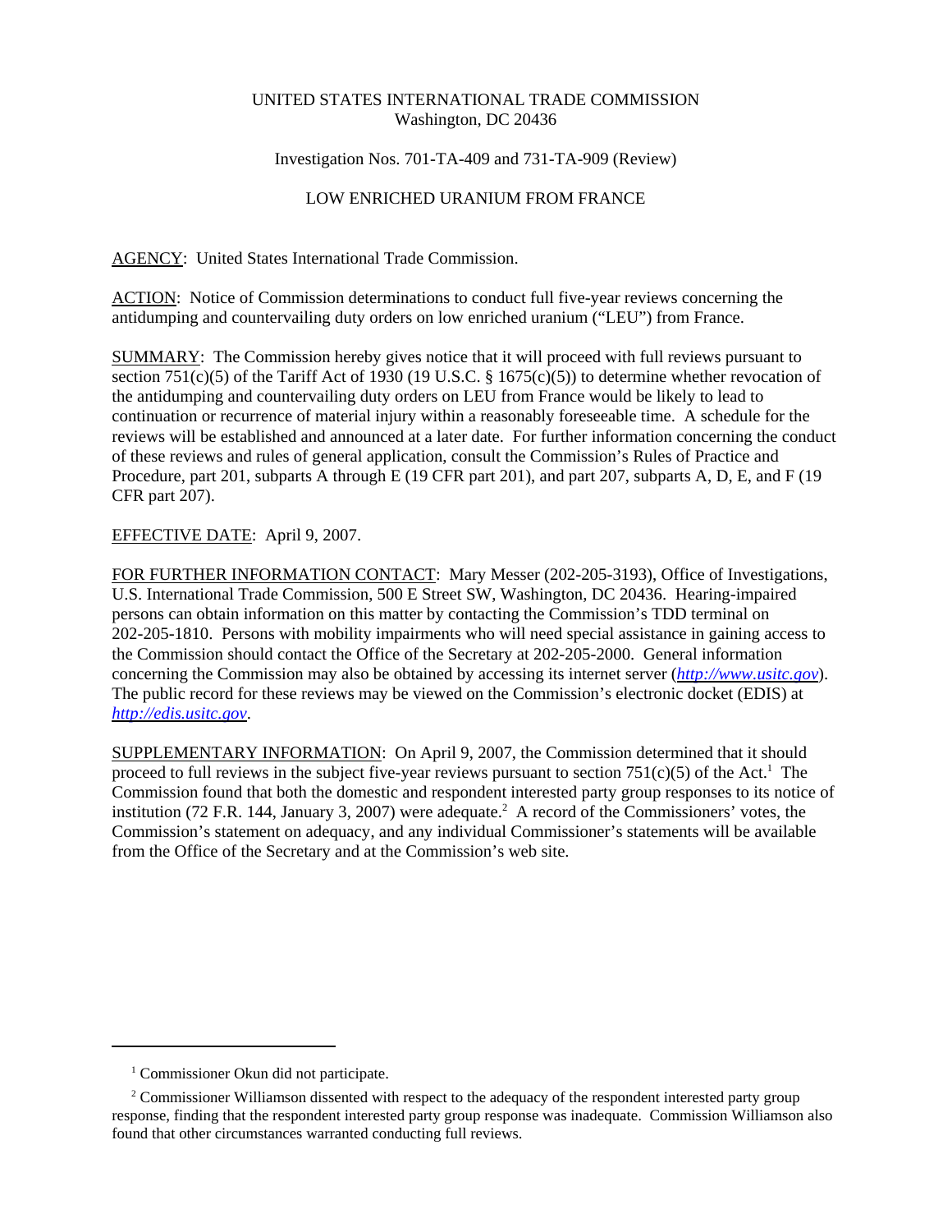UNITED STATES INTERNATIONAL TRADE COMMISSION
Washington, DC 20436

Investigation Nos. 701-TA-409 and 731-TA-909 (Review)

LOW ENRICHED URANIUM FROM FRANCE

AGENCY: United States International Trade Commission.

ACTION: Notice of Commission determinations to conduct full five-year reviews concerning the antidumping and countervailing duty orders on low enriched uranium ("LEU") from France.

SUMMARY: The Commission hereby gives notice that it will proceed with full reviews pursuant to section 751(c)(5) of the Tariff Act of 1930 (19 U.S.C. § 1675(c)(5)) to determine whether revocation of the antidumping and countervailing duty orders on LEU from France would be likely to lead to continuation or recurrence of material injury within a reasonably foreseeable time. A schedule for the reviews will be established and announced at a later date. For further information concerning the conduct of these reviews and rules of general application, consult the Commission's Rules of Practice and Procedure, part 201, subparts A through E (19 CFR part 201), and part 207, subparts A, D, E, and F (19 CFR part 207).

EFFECTIVE DATE: April 9, 2007.

FOR FURTHER INFORMATION CONTACT: Mary Messer (202-205-3193), Office of Investigations, U.S. International Trade Commission, 500 E Street SW, Washington, DC 20436. Hearing-impaired persons can obtain information on this matter by contacting the Commission's TDD terminal on 202-205-1810. Persons with mobility impairments who will need special assistance in gaining access to the Commission should contact the Office of the Secretary at 202-205-2000. General information concerning the Commission may also be obtained by accessing its internet server (*http://www.usitc.gov*). The public record for these reviews may be viewed on the Commission's electronic docket (EDIS) at *http://edis.usitc.gov*.

SUPPLEMENTARY INFORMATION: On April 9, 2007, the Commission determined that it should proceed to full reviews in the subject five-year reviews pursuant to section 751(c)(5) of the Act.[1] The Commission found that both the domestic and respondent interested party group responses to its notice of institution (72 F.R. 144, January 3, 2007) were adequate.[2] A record of the Commissioners' votes, the Commission's statement on adequacy, and any individual Commissioner's statements will be available from the Office of the Secretary and at the Commission's web site.

---

[1] Commissioner Okun did not participate.

[2] Commissioner Williamson dissented with respect to the adequacy of the respondent interested party group response, finding that the respondent interested party group response was inadequate. Commission Williamson also found that other circumstances warranted conducting full reviews.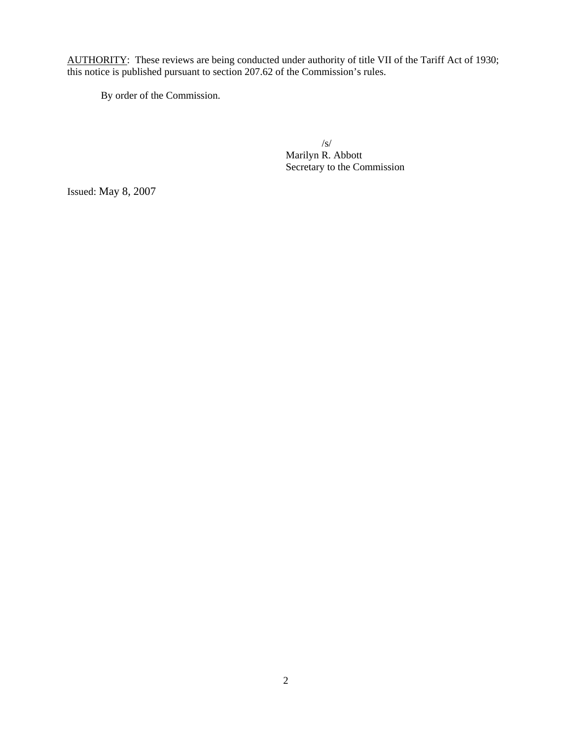<u>AUTHORITY</u>: These reviews are being conducted under authority of title VII of the Tariff Act of 1930; this notice is published pursuant to section 207.62 of the Commission's rules.

By order of the Commission.

/s/
Marilyn R. Abbott
Secretary to the Commission

Issued: May 8, 2007